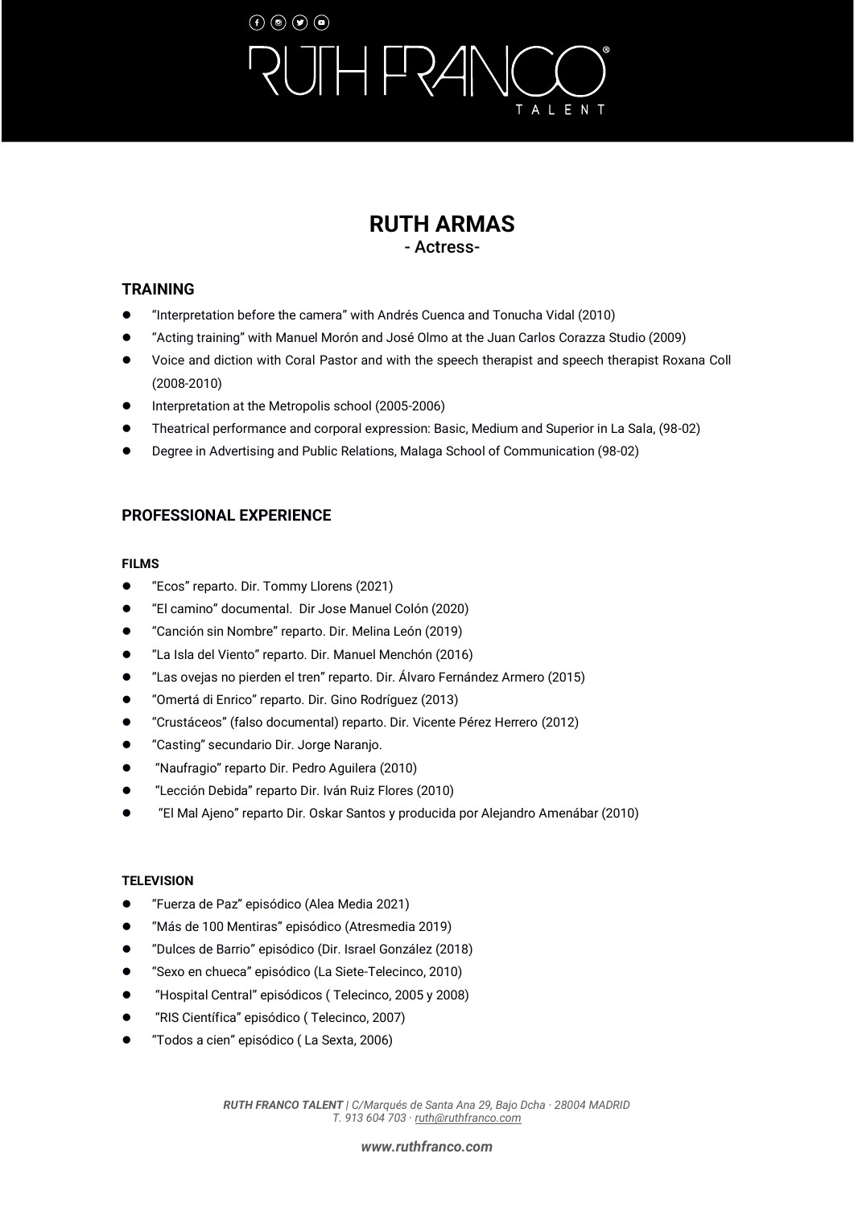# RUTH ARMAS

- Actress-

## TRAINING

- "Interpretation before the camera" with Andrés Cuenca and Tonucha Vidal (2010)
- "Acting training" with Manuel Morón and José Olmo at the Juan Carlos Corazza Studio (2009)
- Voice and diction with Coral Pastor and with the speech therapist and speech therapist Roxana Coll (2008-2010)
- Interpretation at the Metropolis school (2005-2006)
- Theatrical performance and corporal expression: Basic, Medium and Superior in La Sala, (98-02)
- Degree in Advertising and Public Relations, Malaga School of Communication (98-02)

## PROFESSIONAL EXPERIENCE

### FILMS

- "Ecos" reparto. Dir. Tommy Llorens (2021)
- "El camino" documental. Dir Jose Manuel Colón (2020)
- "Canción sin Nombre" reparto. Dir. Melina León (2019)
- "La Isla del Viento" reparto. Dir. Manuel Menchón (2016)
- "Las ovejas no pierden el tren" reparto. Dir. Álvaro Fernández Armero (2015)
- "Omertá di Enrico" reparto. Dir. Gino Rodríguez (2013)
- "Crustáceos" (falso documental) reparto. Dir. Vicente Pérez Herrero (2012)
- "Casting" secundario Dir. Jorge Naranjo.
- "Naufragio" reparto Dir. Pedro Aguilera (2010)
- "Lección Debida" reparto Dir. Iván Ruiz Flores (2010)
- "El Mal Ajeno" reparto Dir. Oskar Santos y producida por Alejandro Amenábar (2010)

### TELEVISION

- "Fuerza de Paz" episódico (Alea Media 2021)
- "Más de 100 Mentiras" episódico (Atresmedia 2019)
- "Dulces de Barrio" episódico (Dir. Israel González (2018)
- "Sexo en chueca" episódico (La Siete-Telecinco, 2010)
- "Hospital Central" episódicos ( Telecinco, 2005 y 2008)
- "RIS Científica" episódico ( Telecinco, 2007)
- "Todos a cien" episódico ( La Sexta, 2006)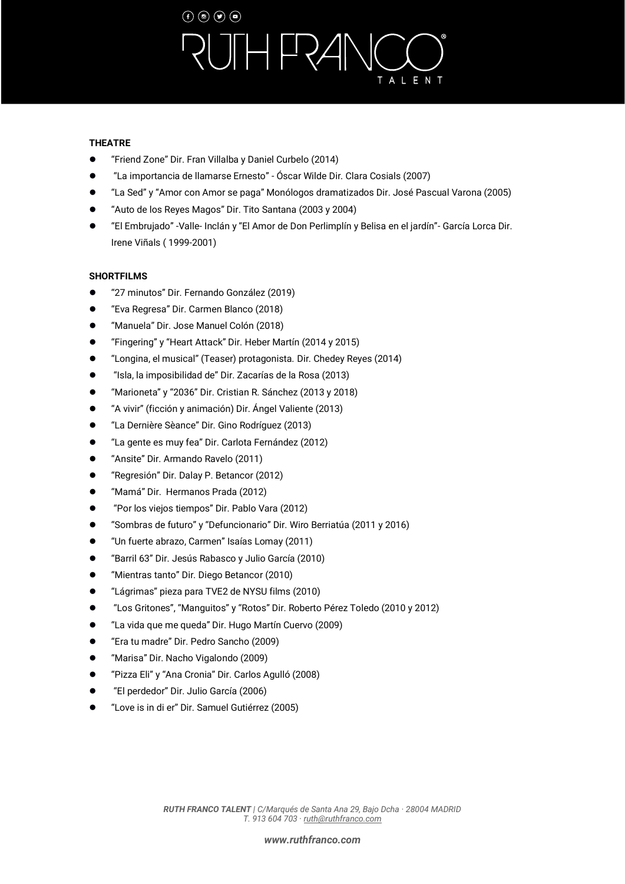## THEATRE

- "Friend Zone" Dir. Fran Villalba y Daniel Curbelo (2014)
- "La importancia de llamarse Ernesto" - Óscar Wilde Dir. Clara Cosials (2007)
- "La Sed" y "Amor con Amor se paga" Monólogos dramatizados Dir. José Pascual Varona (2005)
- "Auto de los Reyes Magos" Dir. Tito Santana (2003 y 2004)
- "El Embrujado" -Valle- Inclán y "El Amor de Don Perlimplín y Belisa en el jardín"- García Lorca Dir. Irene Viñals ( 1999-2001)

## SHORTFILMS

- "27 minutos" Dir. Fernando González (2019)
- "Eva Regresa" Dir. Carmen Blanco (2018)
- "Manuela" Dir. Jose Manuel Colón (2018)
- "Fingering" y "Heart Attack" Dir. Heber Martín (2014 y 2015)
- "Longina, el musical" (Teaser) protagonista. Dir. Chedey Reyes (2014)
- "Isla, la imposibilidad de" Dir. Zacarías de la Rosa (2013)
- "Marioneta" y "2036" Dir. Cristian R. Sánchez (2013 y 2018)
- "A vivir" (ficción y animación) Dir. Ángel Valiente (2013)
- "La Dernière Sèance" Dir. Gino Rodríguez (2013)
- "La gente es muy fea" Dir. Carlota Fernández (2012)
- "Ansite" Dir. Armando Ravelo (2011)
- "Regresión" Dir. Dalay P. Betancor (2012)
- "Mamá" Dir. Hermanos Prada (2012)
- "Por los viejos tiempos" Dir. Pablo Vara (2012)
- "Sombras de futuro" y "Defuncionario" Dir. Wiro Berriatúa (2011 y 2016)
- "Un fuerte abrazo, Carmen" Isaías Lomay (2011)
- "Barril 63" Dir. Jesús Rabasco y Julio García (2010)
- "Mientras tanto" Dir. Diego Betancor (2010)
- "Lágrimas" pieza para TVE2 de NYSU films (2010)
- "Los Gritones", "Manguitos" y "Rotos" Dir. Roberto Pérez Toledo (2010 y 2012)
- "La vida que me queda" Dir. Hugo Martín Cuervo (2009)
- "Era tu madre" Dir. Pedro Sancho (2009)
- "Marisa" Dir. Nacho Vigalondo (2009)
- "Pizza Eli" y "Ana Cronia" Dir. Carlos Agulló (2008)
- "El perdedor" Dir. Julio García (2006)
- "Love is in di er" Dir. Samuel Gutiérrez (2005)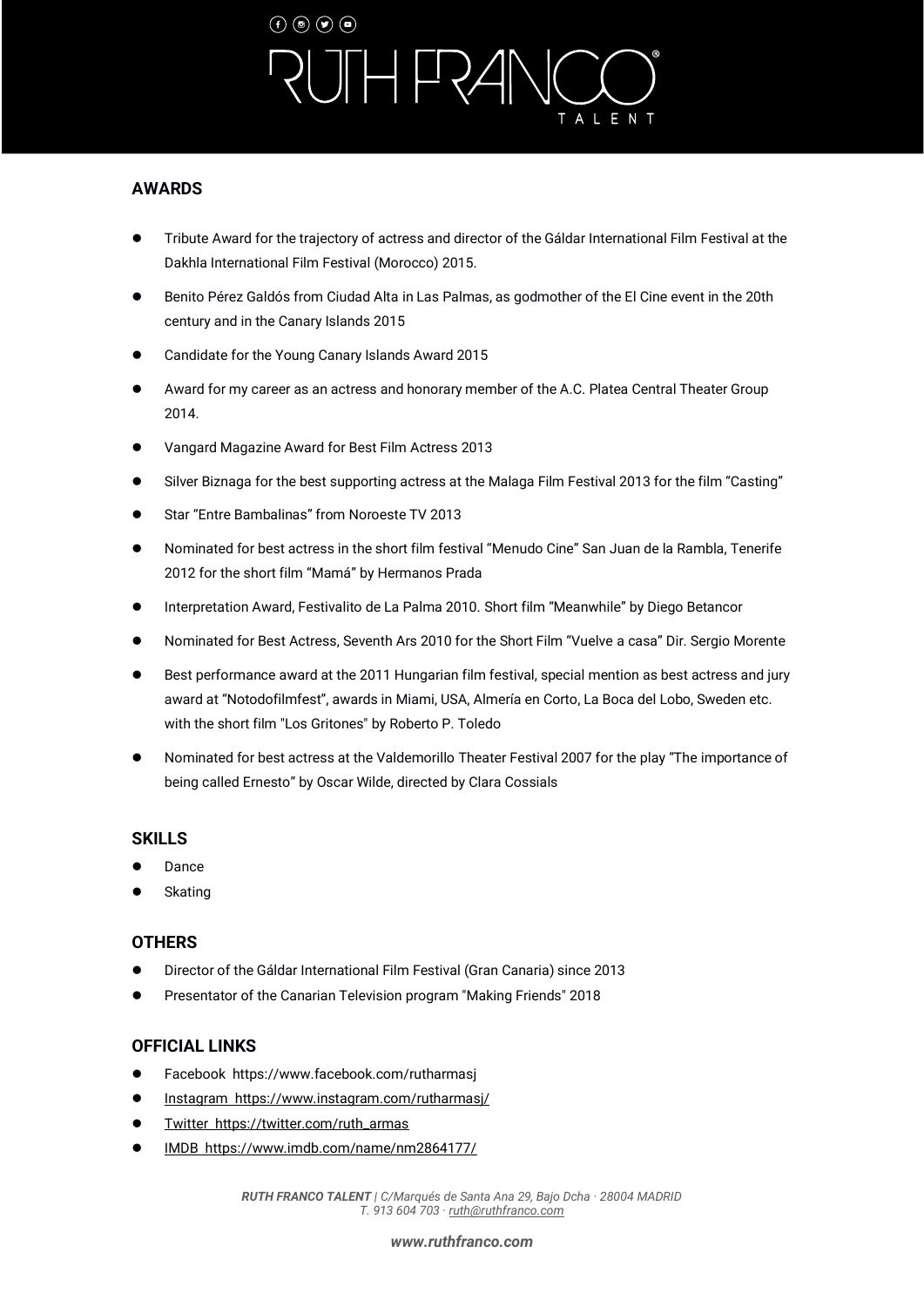## AWARDS

- Tribute Award for the trajectory of actress and director of the Gáldar International Film Festival at the Dakhla International Film Festival (Morocco) 2015.
- Benito Pérez Galdós from Ciudad Alta in Las Palmas, as godmother of the El Cine event in the 20th century and in the Canary Islands 2015
- Candidate for the Young Canary Islands Award 2015
- Award for my career as an actress and honorary member of the A.C. Platea Central Theater Group 2014.
- Vangard Magazine Award for Best Film Actress 2013
- Silver Biznaga for the best supporting actress at the Malaga Film Festival 2013 for the film "Casting"
- Star "Entre Bambalinas" from Noroeste TV 2013
- Nominated for best actress in the short film festival "Menudo Cine" San Juan de la Rambla, Tenerife 2012 for the short film "Mamá" by Hermanos Prada
- Interpretation Award, Festivalito de La Palma 2010. Short film "Meanwhile" by Diego Betancor
- Nominated for Best Actress, Seventh Ars 2010 for the Short Film "Vuelve a casa" Dir. Sergio Morente
- Best performance award at the 2011 Hungarian film festival, special mention as best actress and jury award at "Notodofilmfest", awards in Miami, USA, Almería en Corto, La Boca del Lobo, Sweden etc. with the short film "Los Gritones" by Roberto P. Toledo
- Nominated for best actress at the Valdemorillo Theater Festival 2007 for the play "The importance of being called Ernesto" by Oscar Wilde, directed by Clara Cossials

## SKILLS

- Dance
- Skating

## OTHERS

- Director of the Gáldar International Film Festival (Gran Canaria) since 2013
- Presentator of the Canarian Television program "Making Friends" 2018

## OFFICIAL LINKS

- Facebook https://www.facebook.com/rutharmasj
- Instagram https://www.instagram.com/rutharmasj/
- Twitter https://twitter.com/ruth_armas
- IMDB https://www.imdb.com/name/nm2864177/